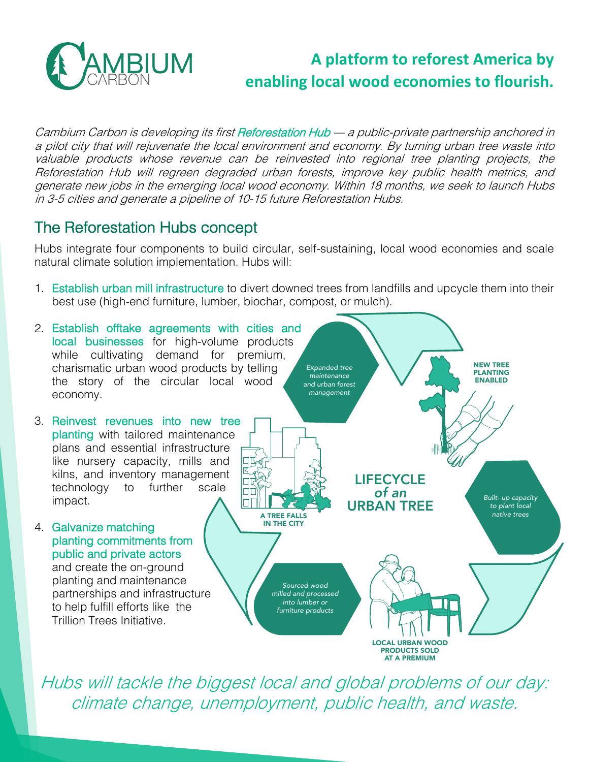# CAMBIUM CARBON

## A platform to reforest America by enabling local wood economies to flourish.

*Cambium Carbon is developing its first Reforestation Hub — a public-private partnership anchored in a pilot city that will rejuvenate the local environment and economy. By turning urban tree waste into valuable products whose revenue can be reinvested into regional tree planting projects, the Reforestation Hub will regreen degraded urban forests, improve key public health metrics, and generate new jobs in the emerging local wood economy. Within 18 months, we seek to launch Hubs in 3-5 cities and generate a pipeline of 10-15 future Reforestation Hubs.*

## The Reforestation Hubs concept

Hubs integrate four components to build circular, self-sustaining, local wood economies and scale natural climate solution implementation. Hubs will:

1. Establish urban mill infrastructure to divert downed trees from landfills and upcycle them into their best use (high-end furniture, lumber, biochar, compost, or mulch).
2. Establish offtake agreements with cities and local businesses for high-volume products while cultivating demand for premium, charismatic urban wood products by telling the story of the circular local wood economy.
3. Reinvest revenues into new tree planting with tailored maintenance plans and essential infrastructure like nursery capacity, mills and kilns, and inventory management technology to further scale impact.
4. Galvanize matching planting commitments from public and private actors and create the on-ground planting and maintenance partnerships and infrastructure to help fulfill efforts like the Trillion Trees Initiative.

**LIFECYCLE of an URBAN TREE**

- A TREE FALLS IN THE CITY
- *Sourced wood milled and processed into lumber or furniture products*
- LOCAL URBAN WOOD PRODUCTS SOLD AT A PREMIUM
- *Built- up capacity to plant local native trees*
- NEW TREE PLANTING ENABLED
- *Expanded tree maintenance and urban forest management*

*Hubs will tackle the biggest local and global problems of our day: climate change, unemployment, public health, and waste.*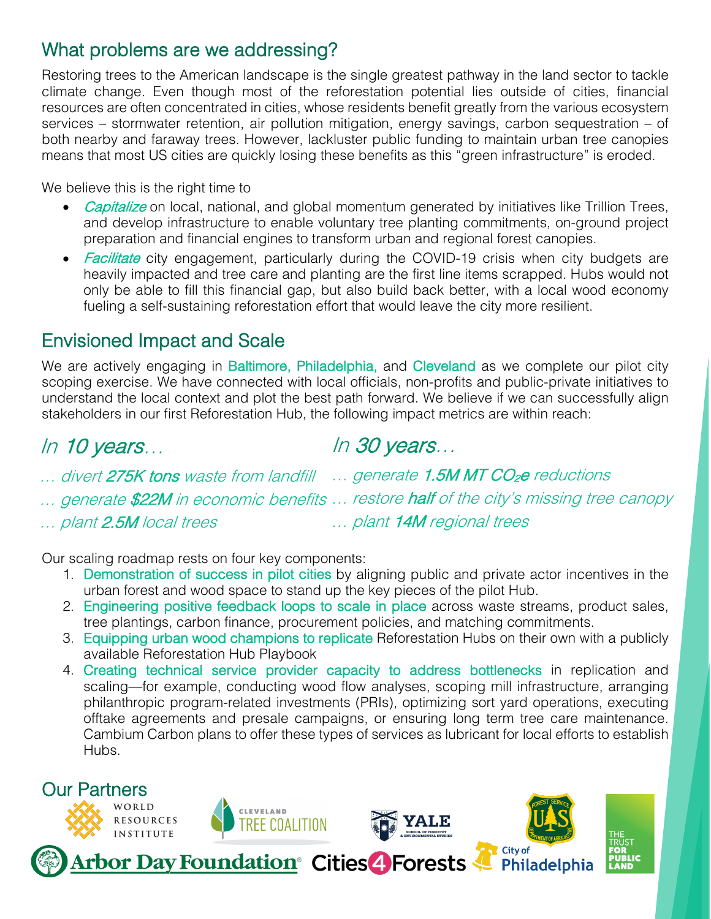## What problems are we addressing?

Restoring trees to the American landscape is the single greatest pathway in the land sector to tackle climate change. Even though most of the reforestation potential lies outside of cities, financial resources are often concentrated in cities, whose residents benefit greatly from the various ecosystem services – stormwater retention, air pollution mitigation, energy savings, carbon sequestration – of both nearby and faraway trees. However, lackluster public funding to maintain urban tree canopies means that most US cities are quickly losing these benefits as this "green infrastructure" is eroded.

We believe this is the right time to

- *Capitalize* on local, national, and global momentum generated by initiatives like Trillion Trees, and develop infrastructure to enable voluntary tree planting commitments, on-ground project preparation and financial engines to transform urban and regional forest canopies.
- *Facilitate* city engagement, particularly during the COVID-19 crisis when city budgets are heavily impacted and tree care and planting are the first line items scrapped. Hubs would not only be able to fill this financial gap, but also build back better, with a local wood economy fueling a self-sustaining reforestation effort that would leave the city more resilient.

## Envisioned Impact and Scale

We are actively engaging in Baltimore, Philadelphia, and Cleveland as we complete our pilot city scoping exercise. We have connected with local officials, non-profits and public-private initiatives to understand the local context and plot the best path forward. We believe if we can successfully align stakeholders in our first Reforestation Hub, the following impact metrics are within reach:

*In **10 years**…*

*… divert **275K tons** waste from landfill*

*… generate **$22M** in economic benefits*

*… plant **2.5M** local trees*

*In **30 years**…*

*… generate **1.5M MT $CO_2e$** reductions*

*… restore **half** of the city's missing tree canopy*

*… plant **14M** regional trees*

Our scaling roadmap rests on four key components:

1. Demonstration of success in pilot cities by aligning public and private actor incentives in the urban forest and wood space to stand up the key pieces of the pilot Hub.
2. Engineering positive feedback loops to scale in place across waste streams, product sales, tree plantings, carbon finance, procurement policies, and matching commitments.
3. Equipping urban wood champions to replicate Reforestation Hubs on their own with a publicly available Reforestation Hub Playbook
4. Creating technical service provider capacity to address bottlenecks in replication and scaling—for example, conducting wood flow analyses, scoping mill infrastructure, arranging philanthropic program-related investments (PRIs), optimizing sort yard operations, executing offtake agreements and presale campaigns, or ensuring long term tree care maintenance. Cambium Carbon plans to offer these types of services as lubricant for local efforts to establish Hubs.

## Our Partners

World Resources Institute · Cleveland Tree Coalition · Yale School of Forestry & Environmental Studies · Forest Service U.S. Department of Agriculture · The Trust for Public Land · Arbor Day Foundation · Cities4Forests · City of Philadelphia